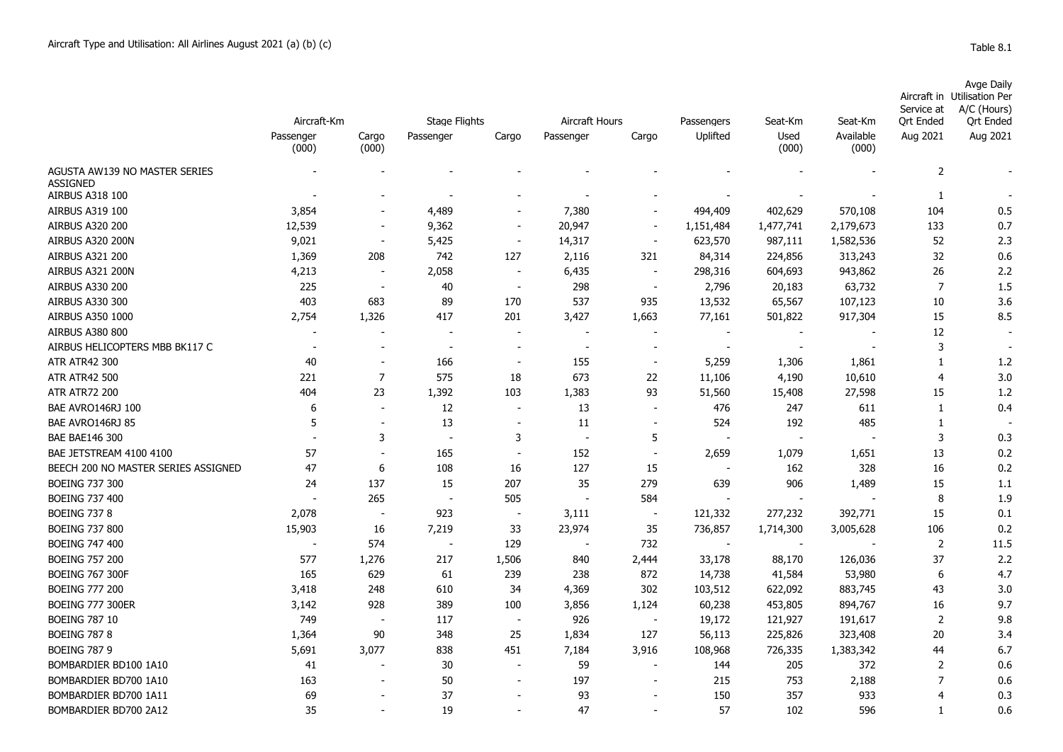# Aircraft Type and Utilisation: All Airlines August 2021 (a) (b) (c)

Table 8.1

| | Aircraft-Km | | Stage Flights | | Aircraft Hours | | Passengers | Seat-Km | Seat-Km | Aircraft in Service at Qrt Ended | Avge Daily Utilisation Per A/C (Hours) Qrt Ended |
|---|---|---|---|---|---|---|---|---|---|---|---|
| | Passenger (000) | Cargo (000) | Passenger | Cargo | Passenger | Cargo | Uplifted | Used (000) | Available (000) | Aug 2021 | Aug 2021 |
| AGUSTA AW139 NO MASTER SERIES ASSIGNED | - | - | - | - | - | - | - | - | - | 2 | - |
| AIRBUS A318 100 | - | - | - | - | - | - | - | - | - | 1 | - |
| AIRBUS A319 100 | 3,854 | - | 4,489 | - | 7,380 | - | 494,409 | 402,629 | 570,108 | 104 | 0.5 |
| AIRBUS A320 200 | 12,539 | - | 9,362 | - | 20,947 | - | 1,151,484 | 1,477,741 | 2,179,673 | 133 | 0.7 |
| AIRBUS A320 200N | 9,021 | - | 5,425 | - | 14,317 | - | 623,570 | 987,111 | 1,582,536 | 52 | 2.3 |
| AIRBUS A321 200 | 1,369 | 208 | 742 | 127 | 2,116 | 321 | 84,314 | 224,856 | 313,243 | 32 | 0.6 |
| AIRBUS A321 200N | 4,213 | - | 2,058 | - | 6,435 | - | 298,316 | 604,693 | 943,862 | 26 | 2.2 |
| AIRBUS A330 200 | 225 | - | 40 | - | 298 | - | 2,796 | 20,183 | 63,732 | 7 | 1.5 |
| AIRBUS A330 300 | 403 | 683 | 89 | 170 | 537 | 935 | 13,532 | 65,567 | 107,123 | 10 | 3.6 |
| AIRBUS A350 1000 | 2,754 | 1,326 | 417 | 201 | 3,427 | 1,663 | 77,161 | 501,822 | 917,304 | 15 | 8.5 |
| AIRBUS A380 800 | - | - | - | - | - | - | - | - | - | 12 | - |
| AIRBUS HELICOPTERS MBB BK117 C | - | - | - | - | - | - | - | - | - | 3 | - |
| ATR ATR42 300 | 40 | - | 166 | - | 155 | - | 5,259 | 1,306 | 1,861 | 1 | 1.2 |
| ATR ATR42 500 | 221 | 7 | 575 | 18 | 673 | 22 | 11,106 | 4,190 | 10,610 | 4 | 3.0 |
| ATR ATR72 200 | 404 | 23 | 1,392 | 103 | 1,383 | 93 | 51,560 | 15,408 | 27,598 | 15 | 1.2 |
| BAE AVRO146RJ 100 | 6 | - | 12 | - | 13 | - | 476 | 247 | 611 | 1 | 0.4 |
| BAE AVRO146RJ 85 | 5 | - | 13 | - | 11 | - | 524 | 192 | 485 | 1 | - |
| BAE BAE146 300 | - | 3 | - | 3 | - | 5 | - | - | - | 3 | 0.3 |
| BAE JETSTREAM 4100 4100 | 57 | - | 165 | - | 152 | - | 2,659 | 1,079 | 1,651 | 13 | 0.2 |
| BEECH 200 NO MASTER SERIES ASSIGNED | 47 | 6 | 108 | 16 | 127 | 15 | - | 162 | 328 | 16 | 0.2 |
| BOEING 737 300 | 24 | 137 | 15 | 207 | 35 | 279 | 639 | 906 | 1,489 | 15 | 1.1 |
| BOEING 737 400 | - | 265 | - | 505 | - | 584 | - | - | - | 8 | 1.9 |
| BOEING 737 8 | 2,078 | - | 923 | - | 3,111 | - | 121,332 | 277,232 | 392,771 | 15 | 0.1 |
| BOEING 737 800 | 15,903 | 16 | 7,219 | 33 | 23,974 | 35 | 736,857 | 1,714,300 | 3,005,628 | 106 | 0.2 |
| BOEING 747 400 | - | 574 | - | 129 | - | 732 | - | - | - | 2 | 11.5 |
| BOEING 757 200 | 577 | 1,276 | 217 | 1,506 | 840 | 2,444 | 33,178 | 88,170 | 126,036 | 37 | 2.2 |
| BOEING 767 300F | 165 | 629 | 61 | 239 | 238 | 872 | 14,738 | 41,584 | 53,980 | 6 | 4.7 |
| BOEING 777 200 | 3,418 | 248 | 610 | 34 | 4,369 | 302 | 103,512 | 622,092 | 883,745 | 43 | 3.0 |
| BOEING 777 300ER | 3,142 | 928 | 389 | 100 | 3,856 | 1,124 | 60,238 | 453,805 | 894,767 | 16 | 9.7 |
| BOEING 787 10 | 749 | - | 117 | - | 926 | - | 19,172 | 121,927 | 191,617 | 2 | 9.8 |
| BOEING 787 8 | 1,364 | 90 | 348 | 25 | 1,834 | 127 | 56,113 | 225,826 | 323,408 | 20 | 3.4 |
| BOEING 787 9 | 5,691 | 3,077 | 838 | 451 | 7,184 | 3,916 | 108,968 | 726,335 | 1,383,342 | 44 | 6.7 |
| BOMBARDIER BD100 1A10 | 41 | - | 30 | - | 59 | - | 144 | 205 | 372 | 2 | 0.6 |
| BOMBARDIER BD700 1A10 | 163 | - | 50 | - | 197 | - | 215 | 753 | 2,188 | 7 | 0.6 |
| BOMBARDIER BD700 1A11 | 69 | - | 37 | - | 93 | - | 150 | 357 | 933 | 4 | 0.3 |
| BOMBARDIER BD700 2A12 | 35 | - | 19 | - | 47 | - | 57 | 102 | 596 | 1 | 0.6 |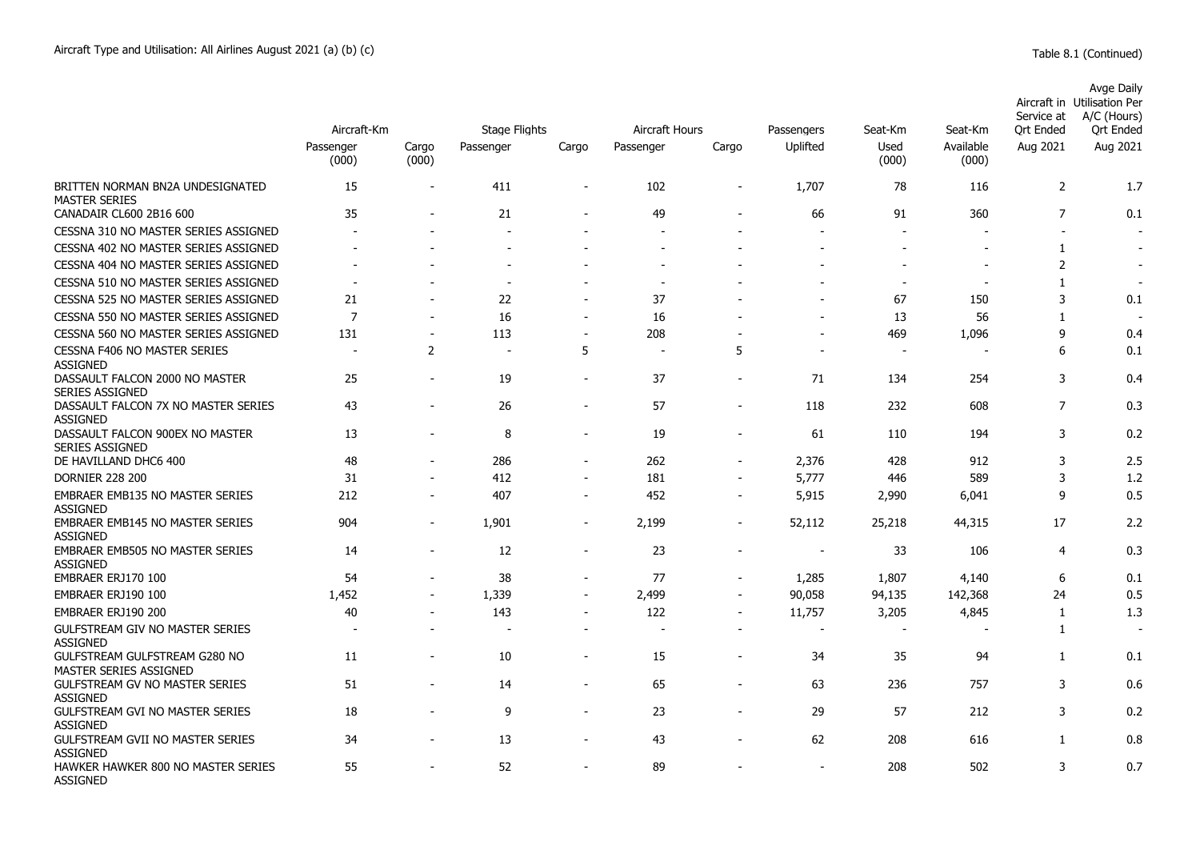Aircraft Type and Utilisation: All Airlines August 2021 (a) (b) (c)

Table 8.1 (Continued)

| | Aircraft-Km | | Stage Flights | | Aircraft Hours | | Passengers | Seat-Km | Seat-Km | Aircraft in Service at Qrt Ended | Avge Daily Utilisation Per A/C (Hours) Qrt Ended |
|---|---|---|---|---|---|---|---|---|---|---|---|
| | Passenger (000) | Cargo (000) | Passenger | Cargo | Passenger | Cargo | Uplifted | Used (000) | Available (000) | Aug 2021 | Aug 2021 |
| BRITTEN NORMAN BN2A UNDESIGNATED MASTER SERIES | 15 | - | 411 | - | 102 | - | 1,707 | 78 | 116 | 2 | 1.7 |
| CANADAIR CL600 2B16 600 | 35 | - | 21 | - | 49 | - | 66 | 91 | 360 | 7 | 0.1 |
| CESSNA 310 NO MASTER SERIES ASSIGNED | - | - | - | - | - | - | - | - | - | - | - |
| CESSNA 402 NO MASTER SERIES ASSIGNED | - | - | - | - | - | - | - | - | - | 1 | - |
| CESSNA 404 NO MASTER SERIES ASSIGNED | - | - | - | - | - | - | - | - | - | 2 | - |
| CESSNA 510 NO MASTER SERIES ASSIGNED | - | - | - | - | - | - | - | - | - | 1 | - |
| CESSNA 525 NO MASTER SERIES ASSIGNED | 21 | - | 22 | - | 37 | - | - | 67 | 150 | 3 | 0.1 |
| CESSNA 550 NO MASTER SERIES ASSIGNED | 7 | - | 16 | - | 16 | - | - | 13 | 56 | 1 | - |
| CESSNA 560 NO MASTER SERIES ASSIGNED | 131 | - | 113 | - | 208 | - | - | 469 | 1,096 | 9 | 0.4 |
| CESSNA F406 NO MASTER SERIES ASSIGNED | - | 2 | - | 5 | - | 5 | - | - | - | 6 | 0.1 |
| DASSAULT FALCON 2000 NO MASTER SERIES ASSIGNED | 25 | - | 19 | - | 37 | - | 71 | 134 | 254 | 3 | 0.4 |
| DASSAULT FALCON 7X NO MASTER SERIES ASSIGNED | 43 | - | 26 | - | 57 | - | 118 | 232 | 608 | 7 | 0.3 |
| DASSAULT FALCON 900EX NO MASTER SERIES ASSIGNED | 13 | - | 8 | - | 19 | - | 61 | 110 | 194 | 3 | 0.2 |
| DE HAVILLAND DHC6 400 | 48 | - | 286 | - | 262 | - | 2,376 | 428 | 912 | 3 | 2.5 |
| DORNIER 228 200 | 31 | - | 412 | - | 181 | - | 5,777 | 446 | 589 | 3 | 1.2 |
| EMBRAER EMB135 NO MASTER SERIES ASSIGNED | 212 | - | 407 | - | 452 | - | 5,915 | 2,990 | 6,041 | 9 | 0.5 |
| EMBRAER EMB145 NO MASTER SERIES ASSIGNED | 904 | - | 1,901 | - | 2,199 | - | 52,112 | 25,218 | 44,315 | 17 | 2.2 |
| EMBRAER EMB505 NO MASTER SERIES ASSIGNED | 14 | - | 12 | - | 23 | - | - | 33 | 106 | 4 | 0.3 |
| EMBRAER ERJ170 100 | 54 | - | 38 | - | 77 | - | 1,285 | 1,807 | 4,140 | 6 | 0.1 |
| EMBRAER ERJ190 100 | 1,452 | - | 1,339 | - | 2,499 | - | 90,058 | 94,135 | 142,368 | 24 | 0.5 |
| EMBRAER ERJ190 200 | 40 | - | 143 | - | 122 | - | 11,757 | 3,205 | 4,845 | 1 | 1.3 |
| GULFSTREAM GIV NO MASTER SERIES ASSIGNED | - | - | - | - | - | - | - | - | - | 1 | - |
| GULFSTREAM GULFSTREAM G280 NO MASTER SERIES ASSIGNED | 11 | - | 10 | - | 15 | - | 34 | 35 | 94 | 1 | 0.1 |
| GULFSTREAM GV NO MASTER SERIES ASSIGNED | 51 | - | 14 | - | 65 | - | 63 | 236 | 757 | 3 | 0.6 |
| GULFSTREAM GVI NO MASTER SERIES ASSIGNED | 18 | - | 9 | - | 23 | - | 29 | 57 | 212 | 3 | 0.2 |
| GULFSTREAM GVII NO MASTER SERIES ASSIGNED | 34 | - | 13 | - | 43 | - | 62 | 208 | 616 | 1 | 0.8 |
| HAWKER HAWKER 800 NO MASTER SERIES ASSIGNED | 55 | - | 52 | - | 89 | - | - | 208 | 502 | 3 | 0.7 |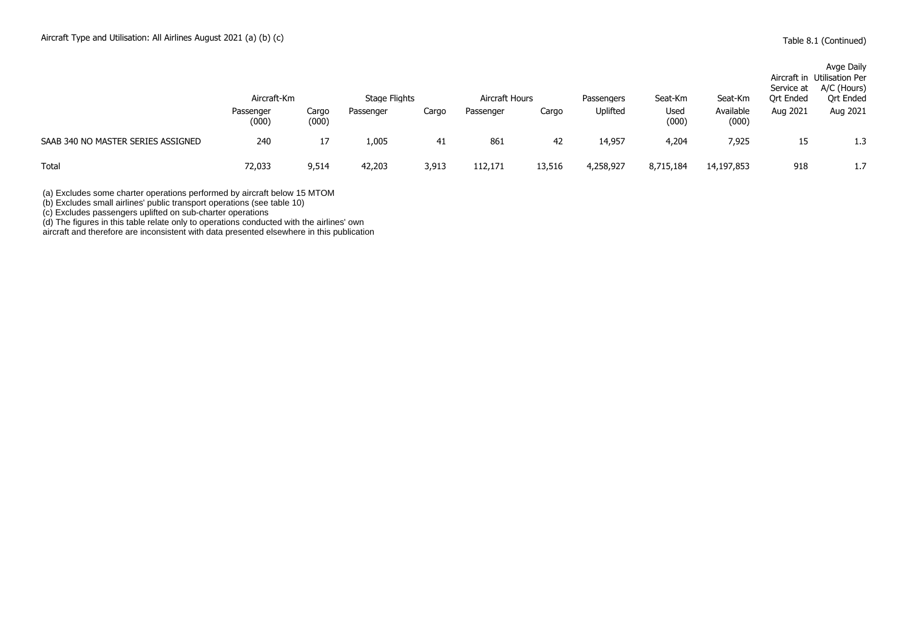Aircraft Type and Utilisation: All Airlines August 2021 (a) (b) (c)

Table 8.1 (Continued)

| | Aircraft-Km | | Stage Flights | | Aircraft Hours | | Passengers | Seat-Km | Seat-Km | Aircraft in Service at Qrt Ended | Avge Daily Utilisation Per A/C (Hours) Qrt Ended |
|---|---|---|---|---|---|---|---|---|---|---|---|
| | Passenger (000) | Cargo (000) | Passenger | Cargo | Passenger | Cargo | Uplifted | Used (000) | Available (000) | Aug 2021 | Aug 2021 |
| SAAB 340 NO MASTER SERIES ASSIGNED | 240 | 17 | 1,005 | 41 | 861 | 42 | 14,957 | 4,204 | 7,925 | 15 | 1.3 |
| Total | 72,033 | 9,514 | 42,203 | 3,913 | 112,171 | 13,516 | 4,258,927 | 8,715,184 | 14,197,853 | 918 | 1.7 |

(a) Excludes some charter operations performed by aircraft below 15 MTOM
(b) Excludes small airlines' public transport operations (see table 10)
(c) Excludes passengers uplifted on sub-charter operations
(d) The figures in this table relate only to operations conducted with the airlines' own aircraft and therefore are inconsistent with data presented elsewhere in this publication